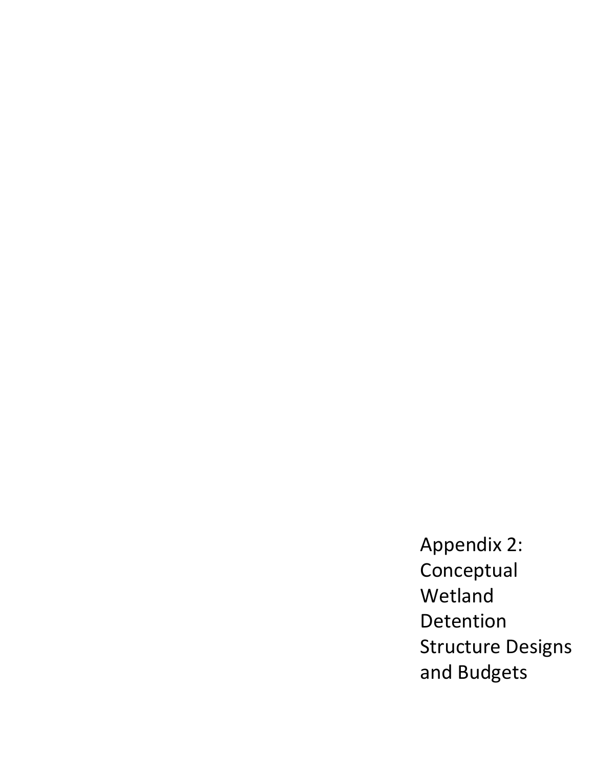# Appendix 2: Conceptual Wetland Detention Structure Designs and Budgets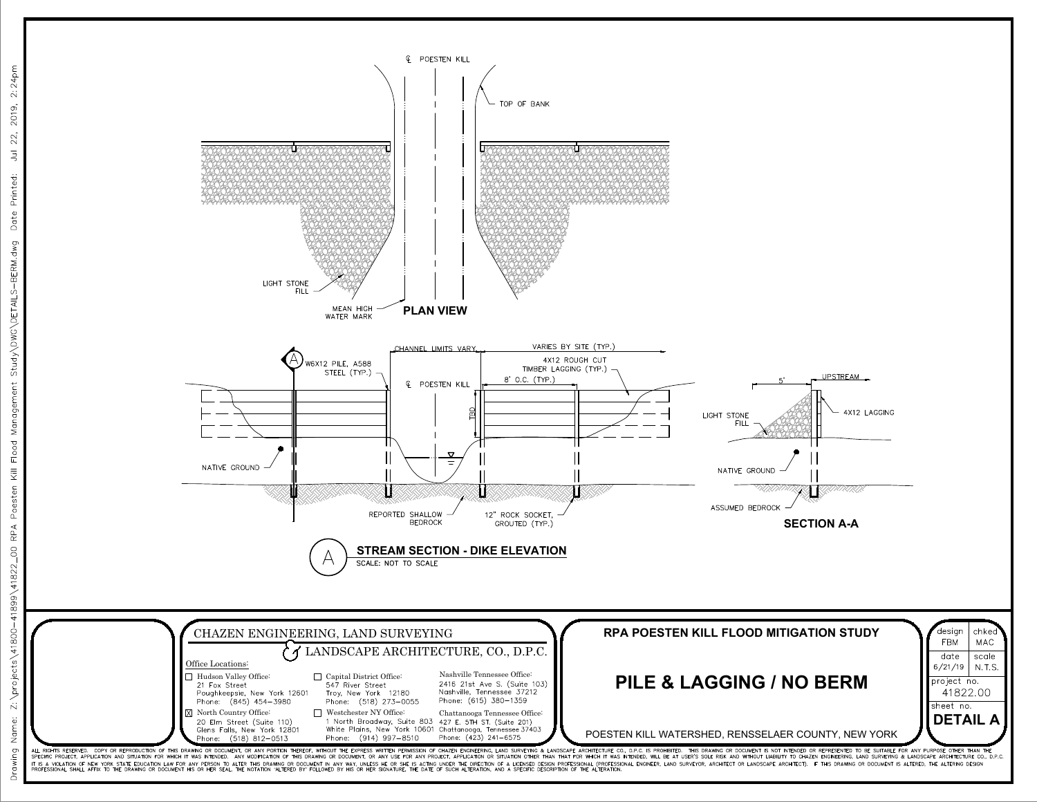℄ POESTEN KILL

TOP OF BANK

LIGHT STONE FILL

MEAN HIGH WATER MARK

**PLAN VIEW**

CHANNEL LIMITS VARY

VARIES BY SITE (TYP.)

W6X12 PILE, A588 STEEL (TYP.)

℄ POESTEN KILL

4X12 ROUGH CUT TIMBER LAGGING (TYP.)

8' O.C. (TYP.)

TBD

NATIVE GROUND

REPORTED SHALLOW BEDROCK

12" ROCK SOCKET, GROUTED (TYP.)

**A STREAM SECTION - DIKE ELEVATION**

SCALE: NOT TO SCALE

5'

UPSTREAM

LIGHT STONE FILL

4X12 LAGGING

NATIVE GROUND

ASSUMED BEDROCK

**SECTION A-A**

CHAZEN ENGINEERING, LAND SURVEYING & LANDSCAPE ARCHITECTURE, CO., D.P.C.

Office Locations:

- ☐ Hudson Valley Office: 21 Fox Street, Poughkeepsie, New York 12601, Phone: (845) 454-3980
- ☒ North Country Office: 20 Elm Street (Suite 110), Glens Falls, New York 12801, Phone: (518) 812-0513
- ☐ Capital District Office: 547 River Street, Troy, New York 12180, Phone: (518) 273-0055
- ☐ Westchester NY Office: 1 North Broadway, Suite 803, White Plains, New York 10601, Phone: (914) 997-8510
- Nashville Tennessee Office: 2416 21st Ave S. (Suite 103), Nashville, Tennessee 37212, Phone: (615) 380-1359
- Chattanooga Tennessee Office: 427 E. 5TH ST. (Suite 201), Chattanooga, Tennessee 37403, Phone: (423) 241-6575

**RPA POESTEN KILL FLOOD MITIGATION STUDY**

# PILE & LAGGING / NO BERM

POESTEN KILL WATERSHED, RENSSELAER COUNTY, NEW YORK

| design | chked |
|---|---|
| FBM | MAC |
| date | scale |
| 6/21/19 | N.T.S. |

project no. 41822.00

sheet no. **DETAIL A**

ALL RIGHTS RESERVED. COPY OR REPRODUCTION OF THIS DRAWING OR DOCUMENT, OR ANY PORTION THEREOF, WITHOUT THE EXPRESS WRITTEN PERMISSION OF CHAZEN ENGINEERING, LAND SURVEYING & LANDSCAPE ARCHITECTURE CO., D.P.C. IS PROHIBITED. THIS DRAWING OR DOCUMENT IS NOT INTENDED OR REPRESENTED TO BE SUITABLE FOR ANY PURPOSE OTHER THAN THE SPECIFIC PROJECT, APPLICATION AND SITUATION FOR WHICH IT WAS INTENDED. ANY MODIFICATION OF THIS DRAWING OR DOCUMENT, OR ANY USE FOR ANY PROJECT, APPLICATION OR SITUATION OTHER THAN THAT FOR WHICH IT WAS INTENDED, WILL BE AT USER'S SOLE RISK AND WITHOUT LIABILITY TO CHAZEN ENGINEERING, LAND SURVEYING & LANDSCAPE ARCHITECTURE CO., D.P.C. IT IS A VIOLATION OF NEW YORK STATE EDUCATION LAW FOR ANY PERSON TO ALTER THIS DRAWING OR DOCUMENT IN ANY WAY, UNLESS HE OR SHE IS ACTING UNDER THE DIRECTION OF A LICENSED DESIGN PROFESSIONAL (PROFESSIONAL ENGINEER, LAND SURVEYOR, ARCHITECT OR LANDSCAPE ARCHITECT). IF THIS DRAWING OR DOCUMENT IS ALTERED, THE ALTERING DESIGN PROFESSIONAL SHALL AFFIX TO THE DRAWING OR DOCUMENT HIS OR HER SEAL, THE NOTATION "ALTERED BY" FOLLOWED BY HIS OR HER SIGNATURE, THE DATE OF SUCH ALTERATION, AND A SPECIFIC DESCRIPTION OF THE ALTERATION.

Drawing Name: Z:\projects\41800-41899\41822_00 RPA Poesten Kill Flood Management Study\DWG\DETAILS-BERM.dwg Date Printed: Jul 22, 2019, 2:24pm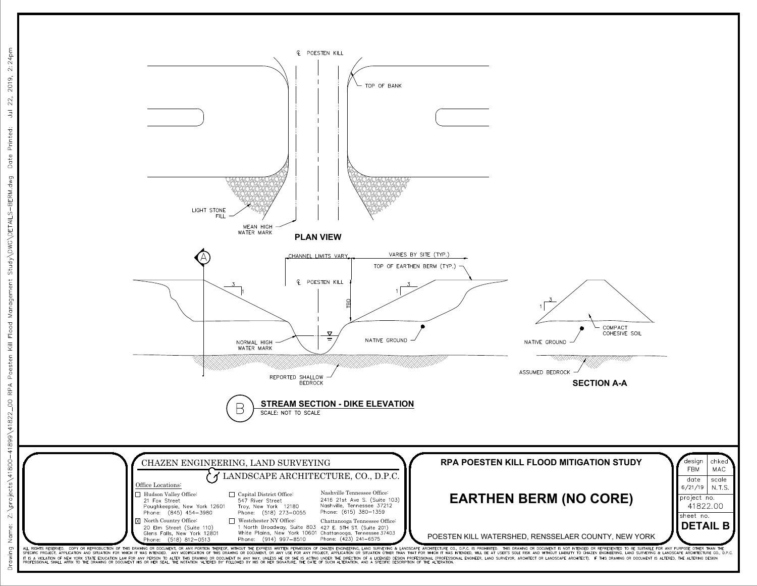## PLAN VIEW

℄ POESTEN KILL

TOP OF BANK

LIGHT STONE FILL

MEAN HIGH WATER MARK

## STREAM SECTION - DIKE ELEVATION

SCALE: NOT TO SCALE

CHANNEL LIMITS VARY

VARIES BY SITE (TYP.)

TOP OF EARTHEN BERM (TYP.)

℄ POESTEN KILL

TBD

3 / 1

NORMAL HIGH WATER MARK

NATIVE GROUND

REPORTED SHALLOW BEDROCK

## SECTION A-A

3 / 1

COMPACT COHESIVE SOIL

NATIVE GROUND

ASSUMED BEDROCK

---

**CHAZEN ENGINEERING, LAND SURVEYING & LANDSCAPE ARCHITECTURE, CO., D.P.C.**

Office Locations:

- ☐ Hudson Valley Office: 21 Fox Street, Poughkeepsie, New York 12601, Phone: (845) 454-3980
- ☒ North Country Office: 20 Elm Street (Suite 110), Glens Falls, New York 12801, Phone: (518) 812-0513
- ☐ Capital District Office: 547 River Street, Troy, New York 12180, Phone: (518) 273-0055
- ☐ Westchester NY Office: 1 North Broadway, Suite 803, White Plains, New York 10601, Phone: (914) 997-8510
- Nashville Tennessee Office: 2416 21st Ave S. (Suite 103), Nashville, Tennessee 37212, Phone: (615) 380-1359
- Chattanooga Tennessee Office: 427 E. 5TH ST. (Suite 201), Chattanooga, Tennessee 37403, Phone: (423) 241-6575

**RPA POESTEN KILL FLOOD MITIGATION STUDY**

# EARTHEN BERM (NO CORE)

POESTEN KILL WATERSHED, RENSSELAER COUNTY, NEW YORK

| design | chked |
|---|---|
| FBM | MAC |
| date | scale |
| 6/21/19 | N.T.S. |
| project no. | |
| 41822.00 | |
| sheet no. | |
| DETAIL B | |

ALL RIGHTS RESERVED. COPY OR REPRODUCTION OF THIS DRAWING OR DOCUMENT, OR ANY PORTION THEREOF, WITHOUT THE EXPRESS WRITTEN PERMISSION OF CHAZEN ENGINEERING, LAND SURVEYING & LANDSCAPE ARCHITECTURE CO., D.P.C. IS PROHIBITED. THIS DRAWING OR DOCUMENT IS NOT INTENDED OR REPRESENTED TO BE SUITABLE FOR ANY PURPOSE OTHER THAN THE SPECIFIC PROJECT, APPLICATION AND SITUATION FOR WHICH IT WAS INTENDED. ANY MODIFICATION OF THIS DRAWING OR DOCUMENT, OR ANY USE FOR ANY PROJECT, APPLICATION OR SITUATION OTHER THAN THAT FOR WHICH IT WAS INTENDED, WILL BE AT USER'S SOLE RISK AND WITHOUT LIABILITY TO CHAZEN ENGINEERING, LAND SURVEYING & LANDSCAPE ARCHITECTURE CO., D.P.C. IT IS A VIOLATION OF NEW YORK STATE EDUCATION LAW FOR ANY PERSON TO ALTER THIS DRAWING OR DOCUMENT IN ANY WAY, UNLESS HE OR SHE IS ACTING UNDER THE DIRECTION OF A LICENSED DESIGN PROFESSIONAL (PROFESSIONAL ENGINEER, LAND SURVEYOR, ARCHITECT OR LANDSCAPE ARCHITECT). IF THIS DRAWING OR DOCUMENT IS ALTERED, THE ALTERING DESIGN PROFESSIONAL SHALL AFFIX TO THE DRAWING OR DOCUMENT HIS OR HER SEAL, THE NOTATION "ALTERED BY" FOLLOWED BY HIS OR HER SIGNATURE, THE DATE OF SUCH ALTERATION, AND A SPECIFIC DESCRIPTION OF THE ALTERATION.

Drawing Name: Z:\projects\41800-41899\41822_00 RPA Poesten Kill Flood Management Study\DWG\DETAILS-BERM.dwg Date Printed: Jul 22, 2019, 2:24pm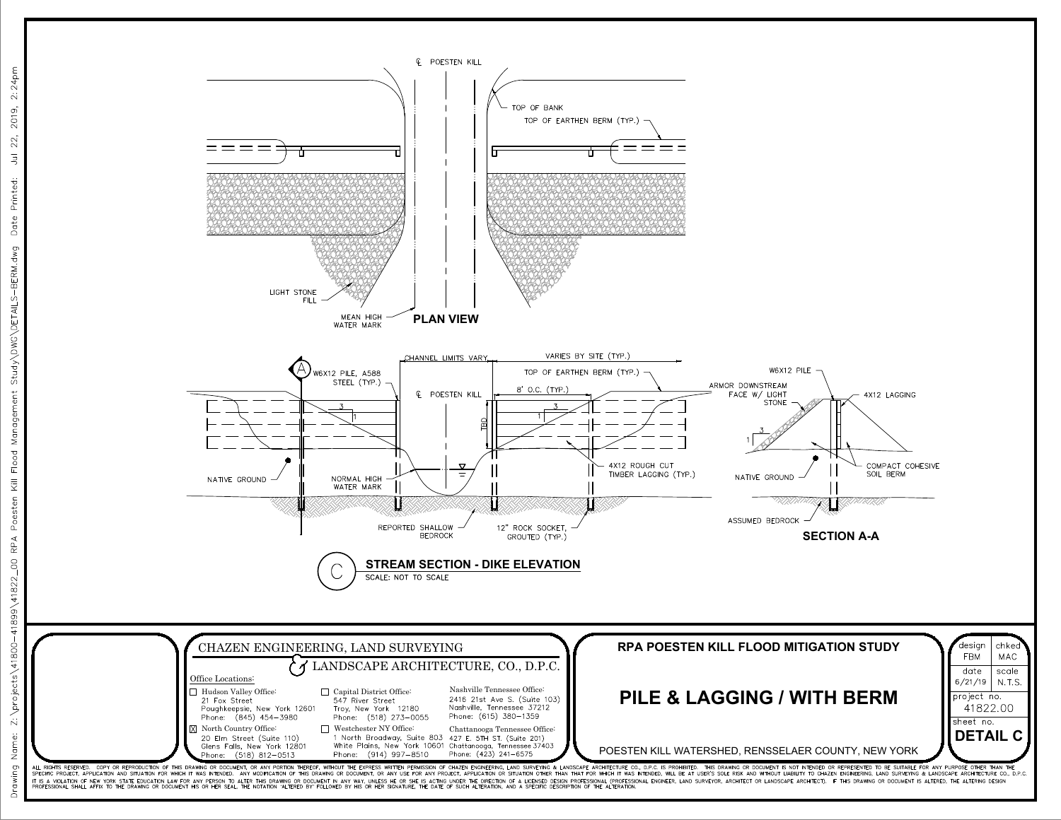## PLAN VIEW

℄ POESTEN KILL

TOP OF BANK

TOP OF EARTHEN BERM (TYP.)

LIGHT STONE FILL

MEAN HIGH WATER MARK

## STREAM SECTION - DIKE ELEVATION

SCALE: NOT TO SCALE

W6X12 PILE, A588 STEEL (TYP.)

CHANNEL LIMITS VARY

VARIES BY SITE (TYP.)

TOP OF EARTHEN BERM (TYP.)

℄ POESTEN KILL

8' O.C. (TYP.)

3

1

TBD

NATIVE GROUND

NORMAL HIGH WATER MARK

4X12 ROUGH CUT TIMBER LAGGING (TYP.)

REPORTED SHALLOW BEDROCK

12" ROCK SOCKET, GROUTED (TYP.)

## SECTION A-A

W6X12 PILE

ARMOR DOWNSTREAM FACE W/ LIGHT STONE

4X12 LAGGING

3

1

NATIVE GROUND

COMPACT COHESIVE SOIL BERM

ASSUMED BEDROCK

---

CHAZEN ENGINEERING, LAND SURVEYING & LANDSCAPE ARCHITECTURE, CO., D.P.C.

Office Locations:

- ☐ Hudson Valley Office: 21 Fox Street, Poughkeepsie, New York 12601, Phone: (845) 454-3980
- ☒ North Country Office: 20 Elm Street (Suite 110), Glens Falls, New York 12801, Phone: (518) 812-0513
- ☐ Capital District Office: 547 River Street, Troy, New York 12180, Phone: (518) 273-0055
- ☐ Westchester NY Office: 1 North Broadway, Suite 803, White Plains, New York 10601, Phone: (914) 997-8510
- Nashville Tennessee Office: 2416 21st Ave S. (Suite 103), Nashville, Tennessee 37212, Phone: (615) 380-1359
- Chattanooga Tennessee Office: 427 E. 5TH ST. (Suite 201), Chattanooga, Tennessee 37403, Phone: (423) 241-6575

**RPA POESTEN KILL FLOOD MITIGATION STUDY**

# PILE & LAGGING / WITH BERM

POESTEN KILL WATERSHED, RENSSELAER COUNTY, NEW YORK

| design | chked |
|---|---|
| FBM | MAC |
| date | scale |
| 6/21/19 | N.T.S. |

project no. 41822.00

sheet no. **DETAIL C**

ALL RIGHTS RESERVED. COPY OR REPRODUCTION OF THIS DRAWING OR DOCUMENT, OR ANY PORTION THEREOF, WITHOUT THE EXPRESS WRITTEN PERMISSION OF CHAZEN ENGINEERING, LAND SURVEYING & LANDSCAPE ARCHITECTURE CO., D.P.C. IS PROHIBITED. THIS DRAWING OR DOCUMENT IS NOT INTENDED OR REPRESENTED TO BE SUITABLE FOR ANY PURPOSE OTHER THAN THE SPECIFIC PROJECT, APPLICATION AND SITUATION FOR WHICH IT WAS INTENDED. ANY MODIFICATION OF THIS DRAWING OR DOCUMENT, OR ANY USE FOR ANY PROJECT, APPLICATION OR SITUATION OTHER THAN THAT FOR WHICH IT WAS INTENDED, WILL BE AT USER'S SOLE RISK AND WITHOUT LIABILITY TO CHAZEN ENGINEERING, LAND SURVEYING & LANDSCAPE ARCHITECTURE CO., D.P.C. IT IS A VIOLATION OF NEW YORK STATE EDUCATION LAW FOR ANY PERSON TO ALTER THIS DRAWING OR DOCUMENT IN ANY WAY, UNLESS HE OR SHE IS ACTING UNDER THE DIRECTION OF A LICENSED DESIGN PROFESSIONAL (PROFESSIONAL ENGINEER, LAND SURVEYOR, ARCHITECT OR LANDSCAPE ARCHITECT). IF THIS DRAWING OR DOCUMENT IS ALTERED, THE ALTERING DESIGN PROFESSIONAL SHALL AFFIX TO THE DRAWING OR DOCUMENT HIS OR HER SEAL, THE NOTATION "ALTERED BY" FOLLOWED BY HIS OR HER SIGNATURE, THE DATE OF SUCH ALTERATION, AND A SPECIFIC DESCRIPTION OF THE ALTERATION.

Drawing Name: Z:\projects\41800-41899\41822_00 RPA Poesten Kill Flood Management Study\DWG\DETAILS-BERM.dwg Date Printed: Jul 22, 2019, 2:24pm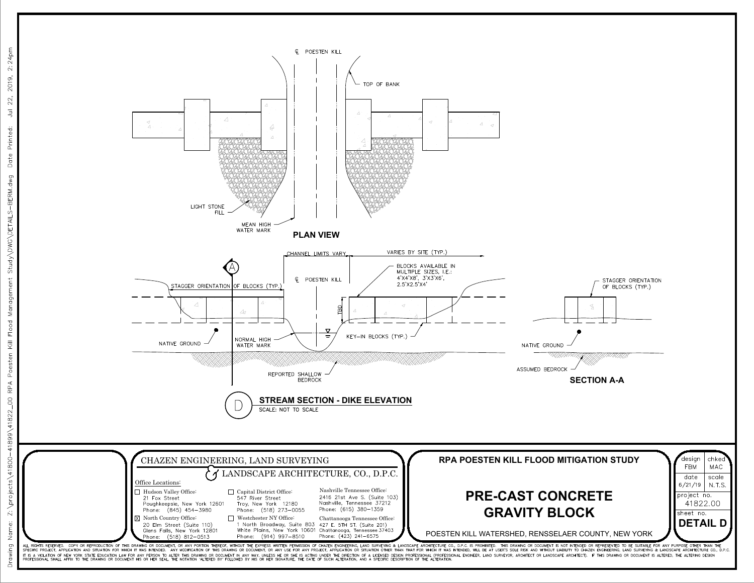## PLAN VIEW

℄ POESTEN KILL

TOP OF BANK

LIGHT STONE FILL

MEAN HIGH WATER MARK

## STREAM SECTION - DIKE ELEVATION

SCALE: NOT TO SCALE

CHANNEL LIMITS VARY

VARIES BY SITE (TYP.)

℄ POESTEN KILL

STAGGER ORIENTATION OF BLOCKS (TYP.)

BLOCKS AVAILABLE IN MULTIPLE SIZES, I.E.: 4'X4'X8', 3'X3'X6', 2.5'X2.5'X4'

TBD

NATIVE GROUND

NORMAL HIGH WATER MARK

KEY-IN BLOCKS (TYP.)

REPORTED SHALLOW BEDROCK

## SECTION A-A

STAGGER ORIENTATION OF BLOCKS (TYP.)

NATIVE GROUND

ASSUMED BEDROCK

---

**CHAZEN ENGINEERING, LAND SURVEYING & LANDSCAPE ARCHITECTURE, CO., D.P.C.**

Office Locations:

- ☐ Hudson Valley Office: 21 Fox Street, Poughkeepsie, New York 12601, Phone: (845) 454-3980
- ☒ North Country Office: 20 Elm Street (Suite 110), Glens Falls, New York 12801, Phone: (518) 812-0513
- ☐ Capital District Office: 547 River Street, Troy, New York 12180, Phone: (518) 273-0055
- ☐ Westchester NY Office: 1 North Broadway, Suite 803, White Plains, New York 10601, Phone: (914) 997-8510
- Nashville Tennessee Office: 2416 21st Ave S. (Suite 103), Nashville, Tennessee 37212, Phone: (615) 380-1359
- Chattanooga Tennessee Office: 427 E. 5TH ST. (Suite 201), Chattanooga, Tennessee 37403, Phone: (423) 241-6575

**RPA POESTEN KILL FLOOD MITIGATION STUDY**

# PRE-CAST CONCRETE GRAVITY BLOCK

POESTEN KILL WATERSHED, RENSSELAER COUNTY, NEW YORK

| design | chked |
|---|---|
| FBM | MAC |
| date | scale |
| 6/21/19 | N.T.S. |
| project no. | |
| 41822.00 | |
| sheet no. | |
| DETAIL D | |

ALL RIGHTS RESERVED. COPY OR REPRODUCTION OF THIS DRAWING OR DOCUMENT, OR ANY PORTION THEREOF, WITHOUT THE EXPRESS WRITTEN PERMISSION OF CHAZEN ENGINEERING, LAND SURVEYING & LANDSCAPE ARCHITECTURE CO., D.P.C. IS PROHIBITED. THIS DRAWING OR DOCUMENT IS NOT INTENDED OR REPRESENTED TO BE SUITABLE FOR ANY PURPOSE OTHER THAN THE SPECIFIC PROJECT, APPLICATION AND SITUATION FOR WHICH IT WAS INTENDED. ANY MODIFICATION OF THIS DRAWING OR DOCUMENT, OR ANY USE FOR ANY PROJECT, APPLICATION OR SITUATION OTHER THAN THAT FOR WHICH IT WAS INTENDED, WILL BE AT USER'S SOLE RISK AND WITHOUT LIABILITY TO CHAZEN ENGINEERING, LAND SURVEYING & LANDSCAPE ARCHITECTURE CO., D.P.C. IT IS A VIOLATION OF NEW YORK STATE EDUCATION LAW FOR ANY PERSON TO ALTER THIS DRAWING OR DOCUMENT IN ANY WAY, UNLESS HE OR SHE IS ACTING UNDER THE DIRECTION OF A LICENSED DESIGN PROFESSIONAL (PROFESSIONAL ENGINEER, LAND SURVEYOR, ARCHITECT OR LANDSCAPE ARCHITECT). IF THIS DRAWING OR DOCUMENT IS ALTERED, THE ALTERING DESIGN PROFESSIONAL SHALL AFFIX TO THE DRAWING OR DOCUMENT HIS OR HER SEAL, THE NOTATION "ALTERED BY" FOLLOWED BY HIS OR HER SIGNATURE, THE DATE OF SUCH ALTERATION, AND A SPECIFIC DESCRIPTION OF THE ALTERATION.

Drawing Name: Z:\projects\41800-41899\41822_00 RPA Poesten Kill Flood Management Study\DWG\DETAILS-BERM.dwg Date Printed: Jul 22, 2019, 2:24pm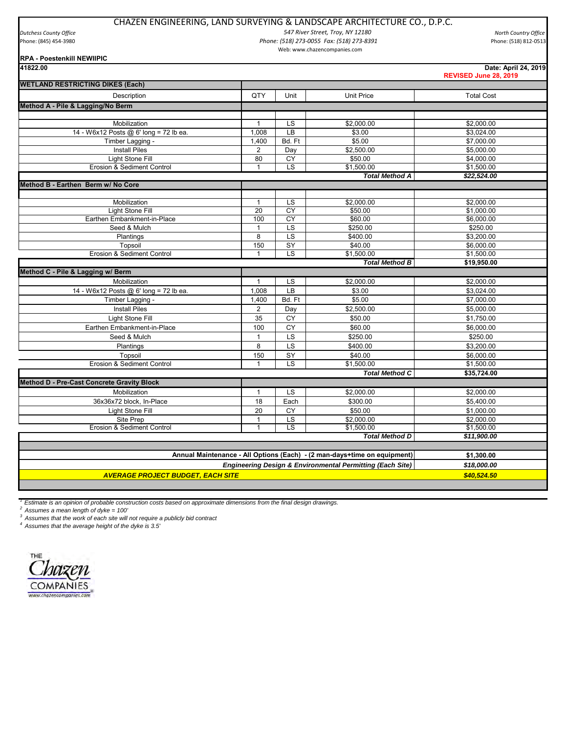# CHAZEN ENGINEERING, LAND SURVEYING & LANDSCAPE ARCHITECTURE CO., D.P.C.

*Dutchess County Office*
Phone: (845) 454-3980

*547 River Street, Troy, NY 12180*
*Phone: (518) 273-0055 Fax: (518) 273-8391*
Web: www.chazencompanies.com

*North Country Office*
Phone: (518) 812-0513

**RPA - Poestenkill NEWIIPIC**
**41822.00**

**Date: April 24, 2019**
**REVISED June 28, 2019**

| **WETLAND RESTRICTING DIKES (Each)** | | | | |
|---|---|---|---|---|
| Description | QTY | Unit | Unit Price | Total Cost |
| **Method A - Pile & Lagging/No Berm** | | | | |
| Mobilization | 1 | LS | $2,000.00 | $2,000.00 |
| 14 - W6x12 Posts @ 6' long = 72 lb ea. | 1,008 | LB | $3.00 | $3,024.00 |
| Timber Lagging - | 1,400 | Bd. Ft | $5.00 | $7,000.00 |
| Install Piles | 2 | Day | $2,500.00 | $5,000.00 |
| Light Stone Fill | 80 | CY | $50.00 | $4,000.00 |
| Erosion & Sediment Control | 1 | LS | $1,500.00 | $1,500.00 |
| | | | ***Total Method A*** | ***$22,524.00*** |
| **Method B - Earthen Berm w/ No Core** | | | | |
| Mobilization | 1 | LS | $2,000.00 | $2,000.00 |
| Light Stone Fill | 20 | CY | $50.00 | $1,000.00 |
| Earthen Embankment-in-Place | 100 | CY | $60.00 | $6,000.00 |
| Seed & Mulch | 1 | LS | $250.00 | $250.00 |
| Plantings | 8 | LS | $400.00 | $3,200.00 |
| Topsoil | 150 | SY | $40.00 | $6,000.00 |
| Erosion & Sediment Control | 1 | LS | $1,500.00 | $1,500.00 |
| | | | ***Total Method B*** | **$19,950.00** |
| **Method C - Pile & Lagging w/ Berm** | | | | |
| Mobilization | 1 | LS | $2,000.00 | $2,000.00 |
| 14 - W6x12 Posts @ 6' long = 72 lb ea. | 1,008 | LB | $3.00 | $3,024.00 |
| Timber Lagging - | 1,400 | Bd. Ft | $5.00 | $7,000.00 |
| Install Piles | 2 | Day | $2,500.00 | $5,000.00 |
| Light Stone Fill | 35 | CY | $50.00 | $1,750.00 |
| Earthen Embankment-in-Place | 100 | CY | $60.00 | $6,000.00 |
| Seed & Mulch | 1 | LS | $250.00 | $250.00 |
| Plantings | 8 | LS | $400.00 | $3,200.00 |
| Topsoil | 150 | SY | $40.00 | $6,000.00 |
| Erosion & Sediment Control | 1 | LS | $1,500.00 | $1,500.00 |
| | | | ***Total Method C*** | **$35,724.00** |
| **Method D - Pre-Cast Concrete Gravity Block** | | | | |
| Mobilization | 1 | LS | $2,000.00 | $2,000.00 |
| 36x36x72 block, In-Place | 18 | Each | $300.00 | $5,400.00 |
| Light Stone Fill | 20 | CY | $50.00 | $1,000.00 |
| Site Prep | 1 | LS | $2,000.00 | $2,000.00 |
| Erosion & Sediment Control | 1 | LS | $1,500.00 | $1,500.00 |
| | | | ***Total Method D*** | ***$11,900.00*** |
| **Annual Maintenance - All Options (Each) - (2 man-days+time on equipment)** | | | | **$1,300.00** |
| ***Engineering Design & Environmental Permitting (Each Site)*** | | | | ***$18,000.00*** |
| ***AVERAGE PROJECT BUDGET, EACH SITE*** | | | | ***$40,524.50*** |

*[1] Estimate is an opinion of probable construction costs based on approximate dimensions from the final design drawings.*
*[2] Assumes a mean length of dyke = 100'*
*[3] Assumes that the work of each site will not require a publicly bid contract*
*[4] Assumes that the average height of the dyke is 3.5'*

THE Chazen COMPANIES
www.chazencompanies.com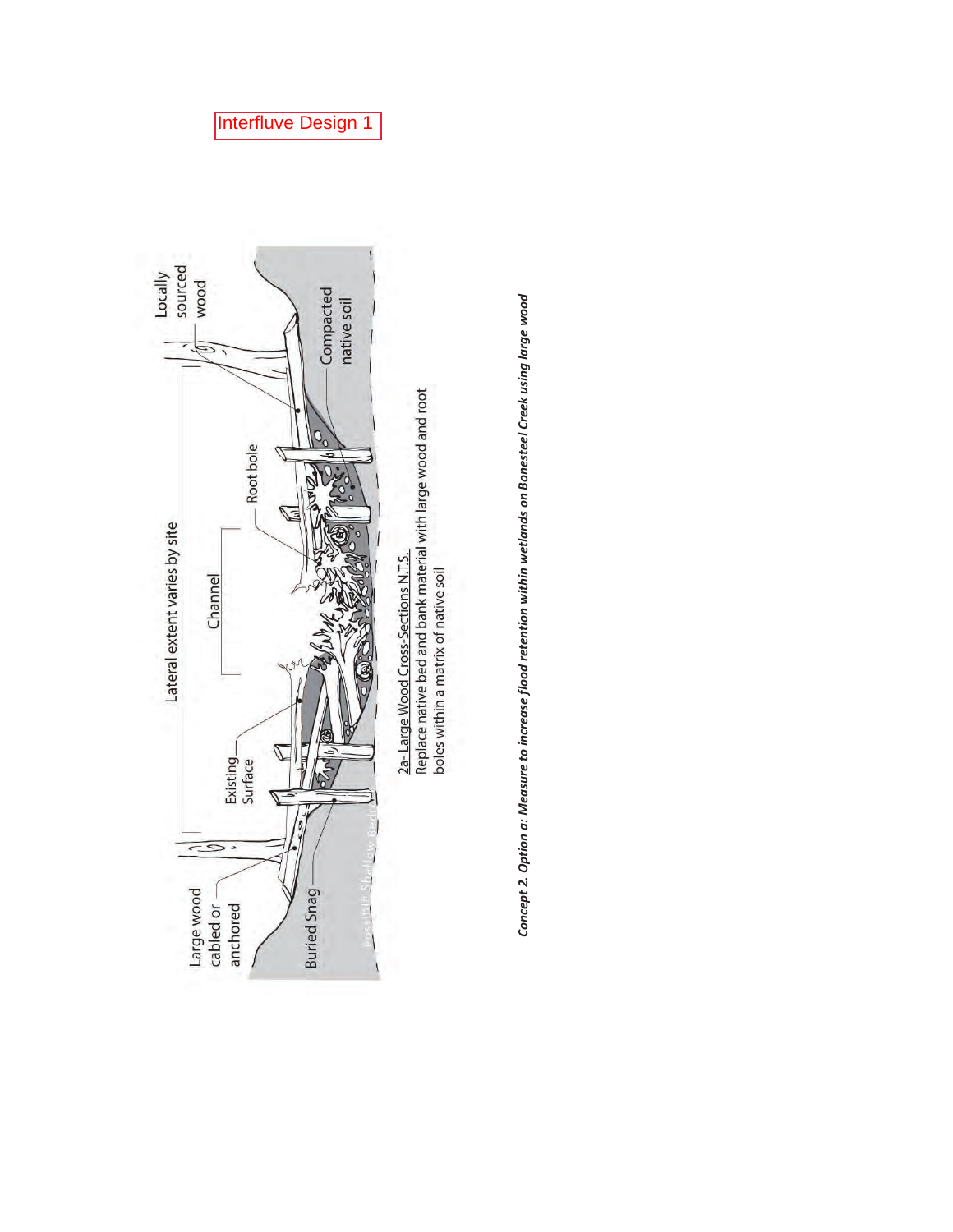Interfluve Design 1

Lateral extent varies by site

Locally sourced wood

Large wood cabled or anchored

Channel

Root bole

Existing Surface

Buried Snag

Compacted native soil

2a- Large Wood Cross-Sections N.T.S.
Replace native bed and bank material with large wood and root boles within a matrix of native soil

***Concept 2. Option a: Measure to increase flood retention within wetlands on Bonesteel Creek using large wood***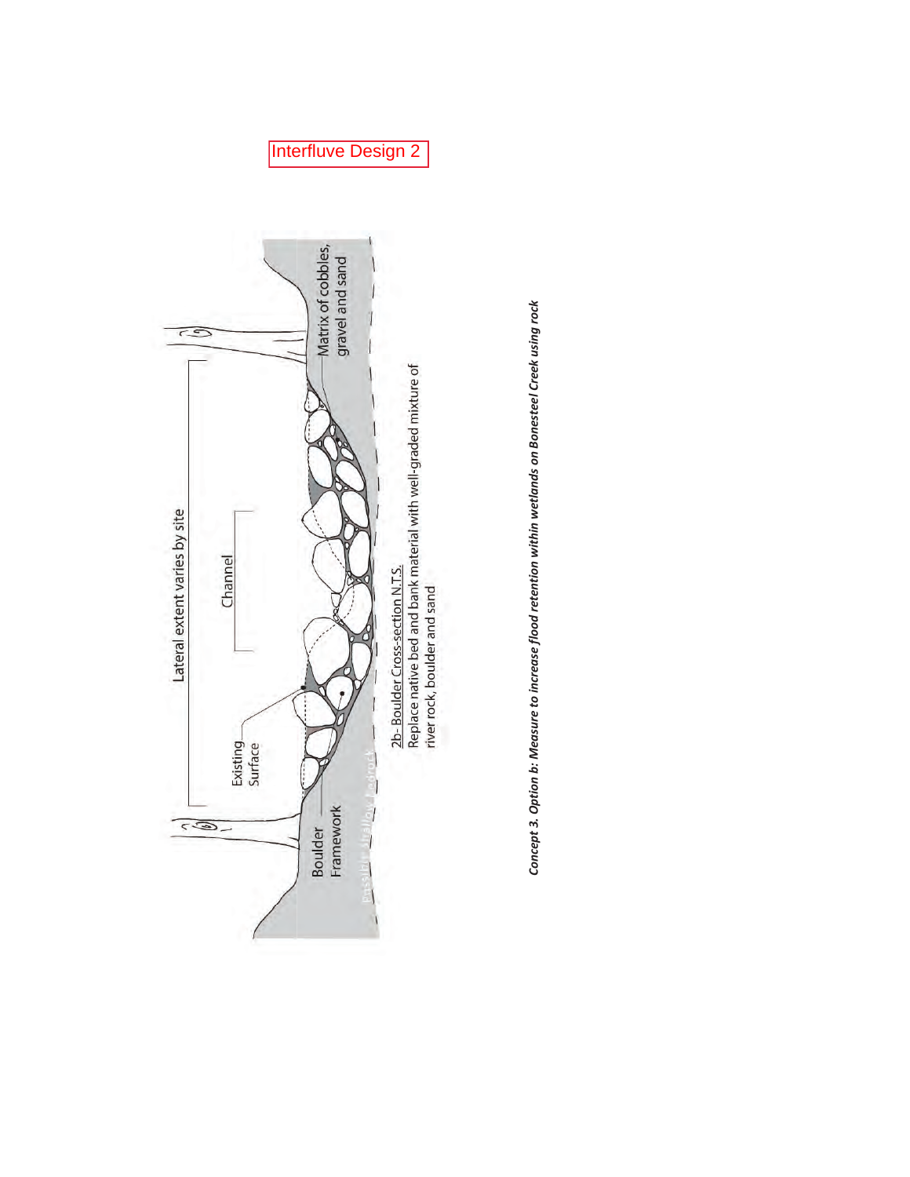Interfluve Design 2

Lateral extent varies by site

Channel

Existing Surface

Boulder Framework

Matrix of cobbles, gravel and sand

Possible shallow bedrock

2b- Boulder Cross-section N.T.S.

Replace native bed and bank material with well-graded mixture of river rock, boulder and sand

***Concept 3. Option b: Measure to increase flood retention within wetlands on Bonesteel Creek using rock***